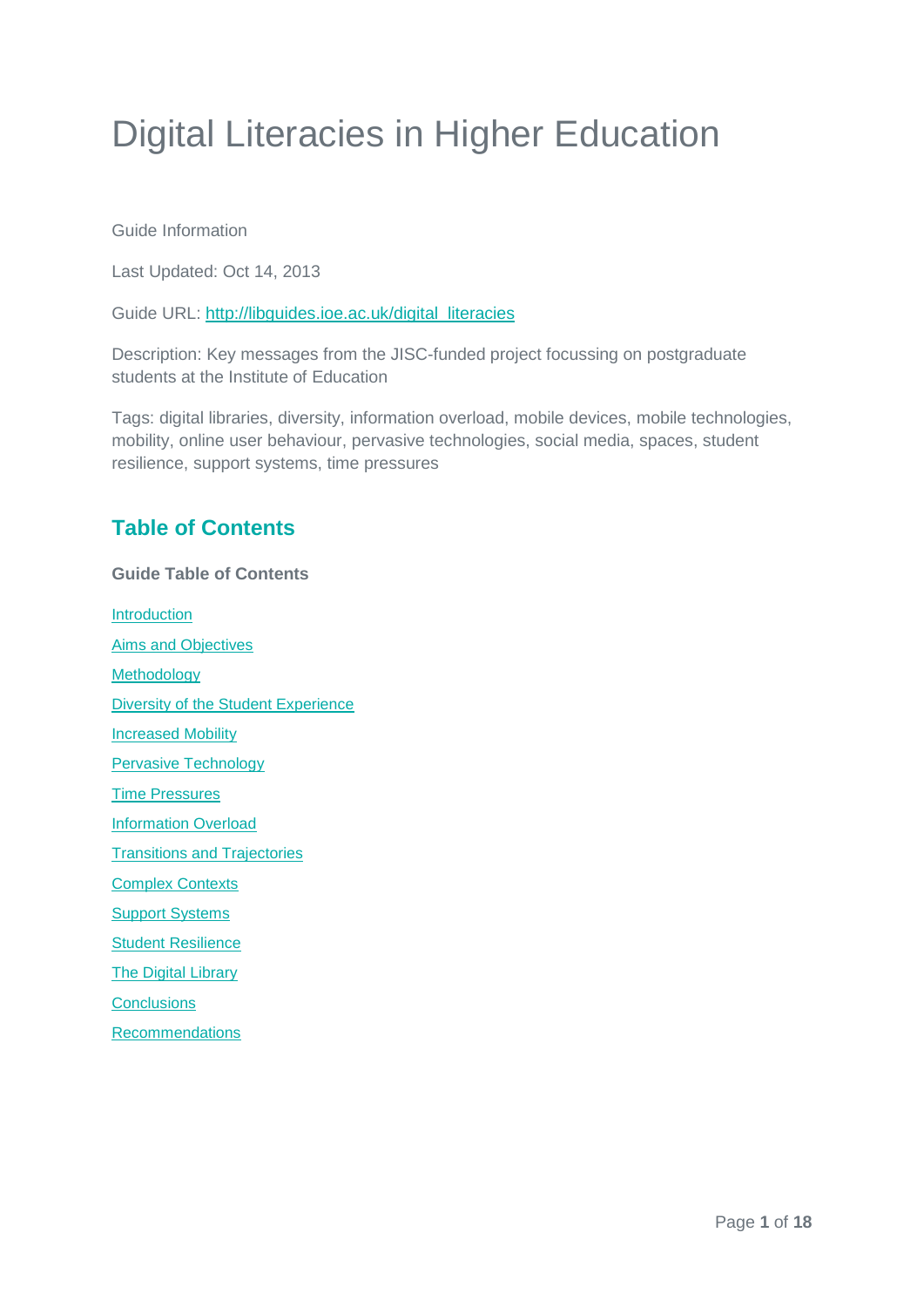# Digital Literacies in Higher Education

Guide Information

Last Updated: Oct 14, 2013

Guide URL: [http://libguides.ioe.ac.uk/digital_literacies](http://libguides.ioe.ac.uk/digital_literacies)

Description: Key messages from the JISC-funded project focussing on postgraduate students at the Institute of Education

Tags: digital libraries, diversity, information overload, mobile devices, mobile technologies, mobility, online user behaviour, pervasive technologies, social media, spaces, student resilience, support systems, time pressures

## Table of Contents

**Guide Table of Contents**

Introduction

Aims and Objectives

Methodology

Diversity of the Student Experience

Increased Mobility

Pervasive Technology

Time Pressures

Information Overload

Transitions and Trajectories

Complex Contexts

Support Systems

Student Resilience

The Digital Library

Conclusions

Recommendations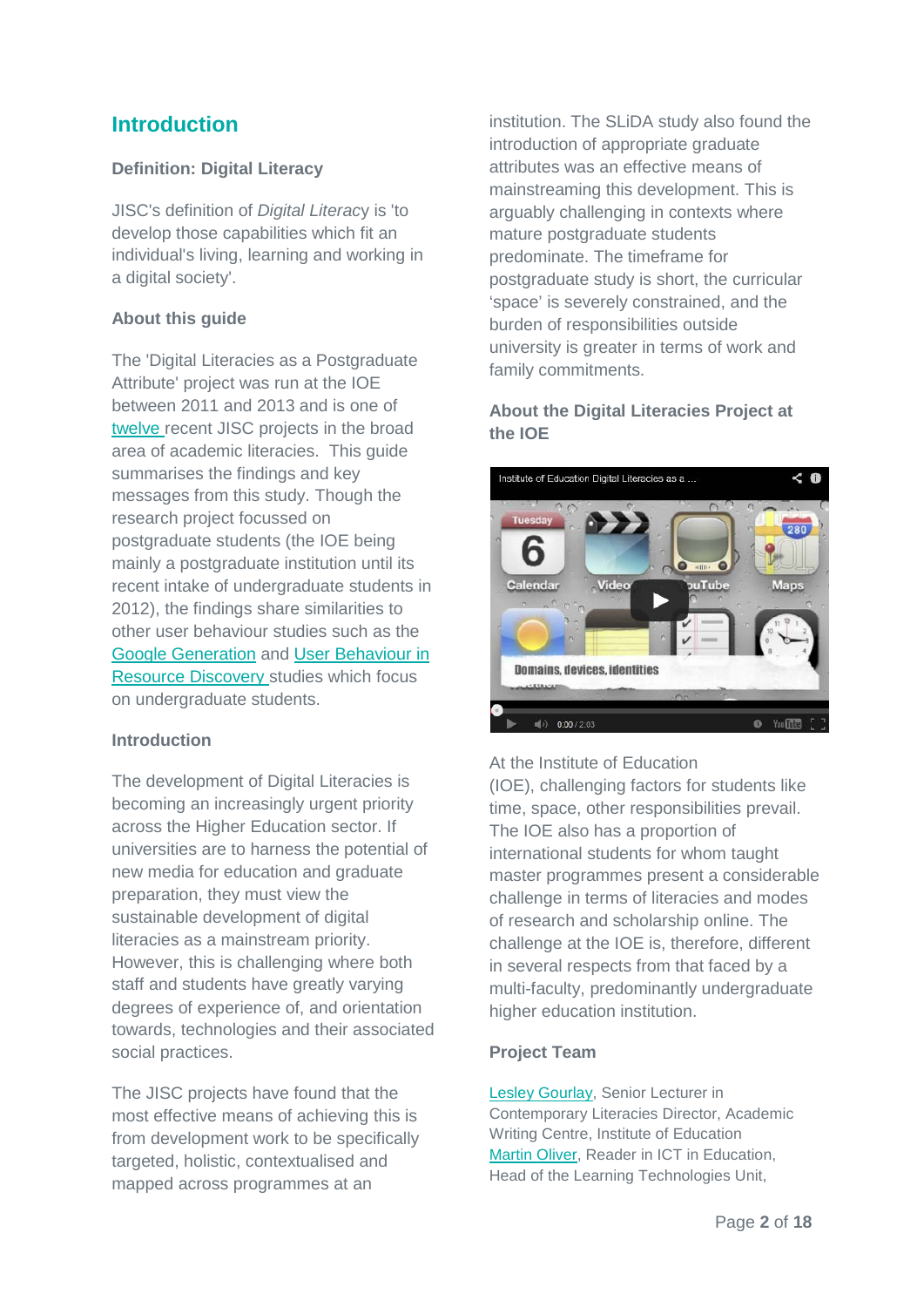## Introduction

### Definition: Digital Literacy

JISC's definition of *Digital Literacy* is 'to develop those capabilities which fit an individual's living, learning and working in a digital society'.

### About this guide

The 'Digital Literacies as a Postgraduate Attribute' project was run at the IOE between 2011 and 2013 and is one of twelve recent JISC projects in the broad area of academic literacies. This guide summarises the findings and key messages from this study. Though the research project focussed on postgraduate students (the IOE being mainly a postgraduate institution until its recent intake of undergraduate students in 2012), the findings share similarities to other user behaviour studies such as the Google Generation and User Behaviour in Resource Discovery studies which focus on undergraduate students.

### Introduction

The development of Digital Literacies is becoming an increasingly urgent priority across the Higher Education sector. If universities are to harness the potential of new media for education and graduate preparation, they must view the sustainable development of digital literacies as a mainstream priority. However, this is challenging where both staff and students have greatly varying degrees of experience of, and orientation towards, technologies and their associated social practices.

The JISC projects have found that the most effective means of achieving this is from development work to be specifically targeted, holistic, contextualised and mapped across programmes at an institution. The SLiDA study also found the introduction of appropriate graduate attributes was an effective means of mainstreaming this development. This is arguably challenging in contexts where mature postgraduate students predominate. The timeframe for postgraduate study is short, the curricular 'space' is severely constrained, and the burden of responsibilities outside university is greater in terms of work and family commitments.

### About the Digital Literacies Project at the IOE

At the Institute of Education (IOE), challenging factors for students like time, space, other responsibilities prevail. The IOE also has a proportion of international students for whom taught master programmes present a considerable challenge in terms of literacies and modes of research and scholarship online. The challenge at the IOE is, therefore, different in several respects from that faced by a multi-faculty, predominantly undergraduate higher education institution.

### Project Team

Lesley Gourlay, Senior Lecturer in Contemporary Literacies Director, Academic Writing Centre, Institute of Education
Martin Oliver, Reader in ICT in Education, Head of the Learning Technologies Unit,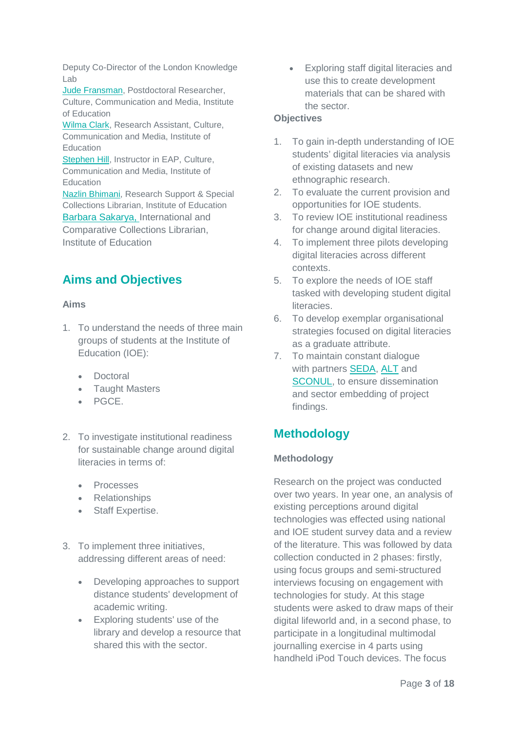Deputy Co-Director of the London Knowledge Lab
Jude Fransman, Postdoctoral Researcher, Culture, Communication and Media, Institute of Education
Wilma Clark, Research Assistant, Culture, Communication and Media, Institute of Education
Stephen Hill, Instructor in EAP, Culture, Communication and Media, Institute of Education
Nazlin Bhimani, Research Support & Special Collections Librarian, Institute of Education
Barbara Sakarya, International and Comparative Collections Librarian, Institute of Education

## Aims and Objectives

### Aims

1. To understand the needs of three main groups of students at the Institute of Education (IOE):
   - Doctoral
   - Taught Masters
   - PGCE.
2. To investigate institutional readiness for sustainable change around digital literacies in terms of:
   - Processes
   - Relationships
   - Staff Expertise.
3. To implement three initiatives, addressing different areas of need:
   - Developing approaches to support distance students' development of academic writing.
   - Exploring students' use of the library and develop a resource that shared this with the sector.
   - Exploring staff digital literacies and use this to create development materials that can be shared with the sector.

### Objectives

1. To gain in-depth understanding of IOE students' digital literacies via analysis of existing datasets and new ethnographic research.
2. To evaluate the current provision and opportunities for IOE students.
3. To review IOE institutional readiness for change around digital literacies.
4. To implement three pilots developing digital literacies across different contexts.
5. To explore the needs of IOE staff tasked with developing student digital literacies.
6. To develop exemplar organisational strategies focused on digital literacies as a graduate attribute.
7. To maintain constant dialogue with partners SEDA, ALT and SCONUL, to ensure dissemination and sector embedding of project findings.

## Methodology

### Methodology

Research on the project was conducted over two years. In year one, an analysis of existing perceptions around digital technologies was effected using national and IOE student survey data and a review of the literature. This was followed by data collection conducted in 2 phases: firstly, using focus groups and semi-structured interviews focusing on engagement with technologies for study. At this stage students were asked to draw maps of their digital lifeworld and, in a second phase, to participate in a longitudinal multimodal journalling exercise in 4 parts using handheld iPod Touch devices. The focus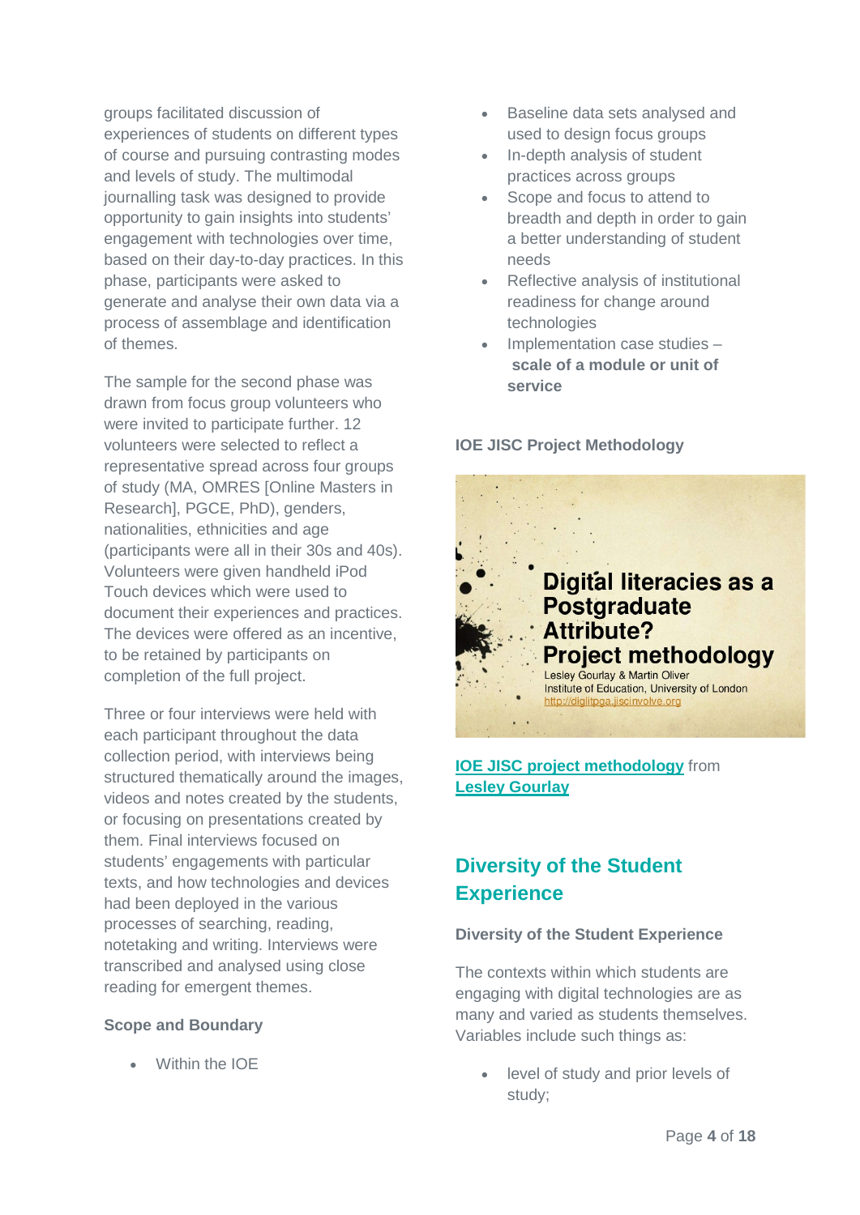groups facilitated discussion of experiences of students on different types of course and pursuing contrasting modes and levels of study. The multimodal journalling task was designed to provide opportunity to gain insights into students' engagement with technologies over time, based on their day-to-day practices. In this phase, participants were asked to generate and analyse their own data via a process of assemblage and identification of themes.

The sample for the second phase was drawn from focus group volunteers who were invited to participate further. 12 volunteers were selected to reflect a representative spread across four groups of study (MA, OMRES [Online Masters in Research], PGCE, PhD), genders, nationalities, ethnicities and age (participants were all in their 30s and 40s). Volunteers were given handheld iPod Touch devices which were used to document their experiences and practices. The devices were offered as an incentive, to be retained by participants on completion of the full project.

Three or four interviews were held with each participant throughout the data collection period, with interviews being structured thematically around the images, videos and notes created by the students, or focusing on presentations created by them. Final interviews focused on students' engagements with particular texts, and how technologies and devices had been deployed in the various processes of searching, reading, notetaking and writing. Interviews were transcribed and analysed using close reading for emergent themes.

**Scope and Boundary**

- Within the IOE
- Baseline data sets analysed and used to design focus groups
- In-depth analysis of student practices across groups
- Scope and focus to attend to breadth and depth in order to gain a better understanding of student needs
- Reflective analysis of institutional readiness for change around technologies
- Implementation case studies – **scale of a module or unit of service**

**IOE JISC Project Methodology**

Digital literacies as a Postgraduate Attribute? Project methodology
Lesley Gourlay & Martin Oliver
Institute of Education, University of London
http://diglitpga.jiscinvolve.org

**IOE JISC project methodology** from **Lesley Gourlay**

## Diversity of the Student Experience

**Diversity of the Student Experience**

The contexts within which students are engaging with digital technologies are as many and varied as students themselves. Variables include such things as:

- level of study and prior levels of study;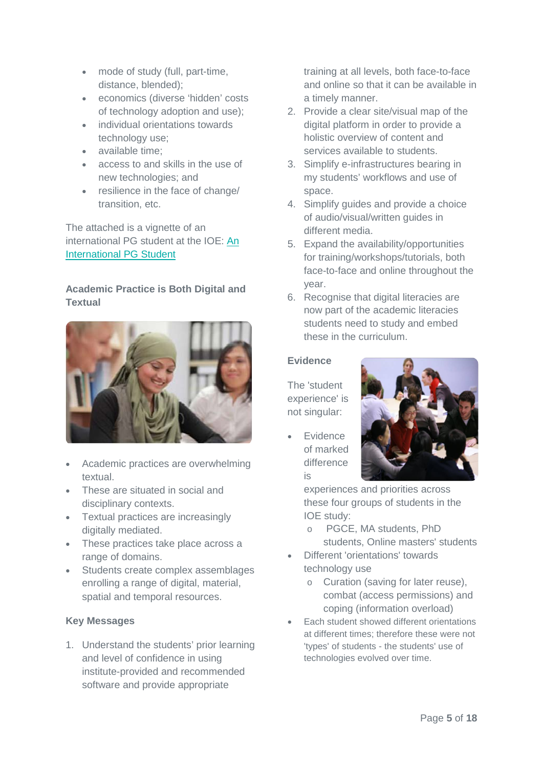- mode of study (full, part-time, distance, blended);
- economics (diverse 'hidden' costs of technology adoption and use);
- individual orientations towards technology use;
- available time;
- access to and skills in the use of new technologies; and
- resilience in the face of change/ transition, etc.

The attached is a vignette of an international PG student at the IOE: An International PG Student

### Academic Practice is Both Digital and Textual

- Academic practices are overwhelming textual.
- These are situated in social and disciplinary contexts.
- Textual practices are increasingly digitally mediated.
- These practices take place across a range of domains.
- Students create complex assemblages enrolling a range of digital, material, spatial and temporal resources.

### Key Messages

1. Understand the students' prior learning and level of confidence in using institute-provided and recommended software and provide appropriate training at all levels, both face-to-face and online so that it can be available in a timely manner.
2. Provide a clear site/visual map of the digital platform in order to provide a holistic overview of content and services available to students.
3. Simplify e-infrastructures bearing in my students' workflows and use of space.
4. Simplify guides and provide a choice of audio/visual/written guides in different media.
5. Expand the availability/opportunities for training/workshops/tutorials, both face-to-face and online throughout the year.
6. Recognise that digital literacies are now part of the academic literacies students need to study and embed these in the curriculum.

### Evidence

The 'student experience' is not singular:

- Evidence of marked difference is experiences and priorities across these four groups of students in the IOE study:
  - PGCE, MA students, PhD students, Online masters' students
- Different 'orientations' towards technology use
  - Curation (saving for later reuse), combat (access permissions) and coping (information overload)
- Each student showed different orientations at different times; therefore these were not 'types' of students - the students' use of technologies evolved over time.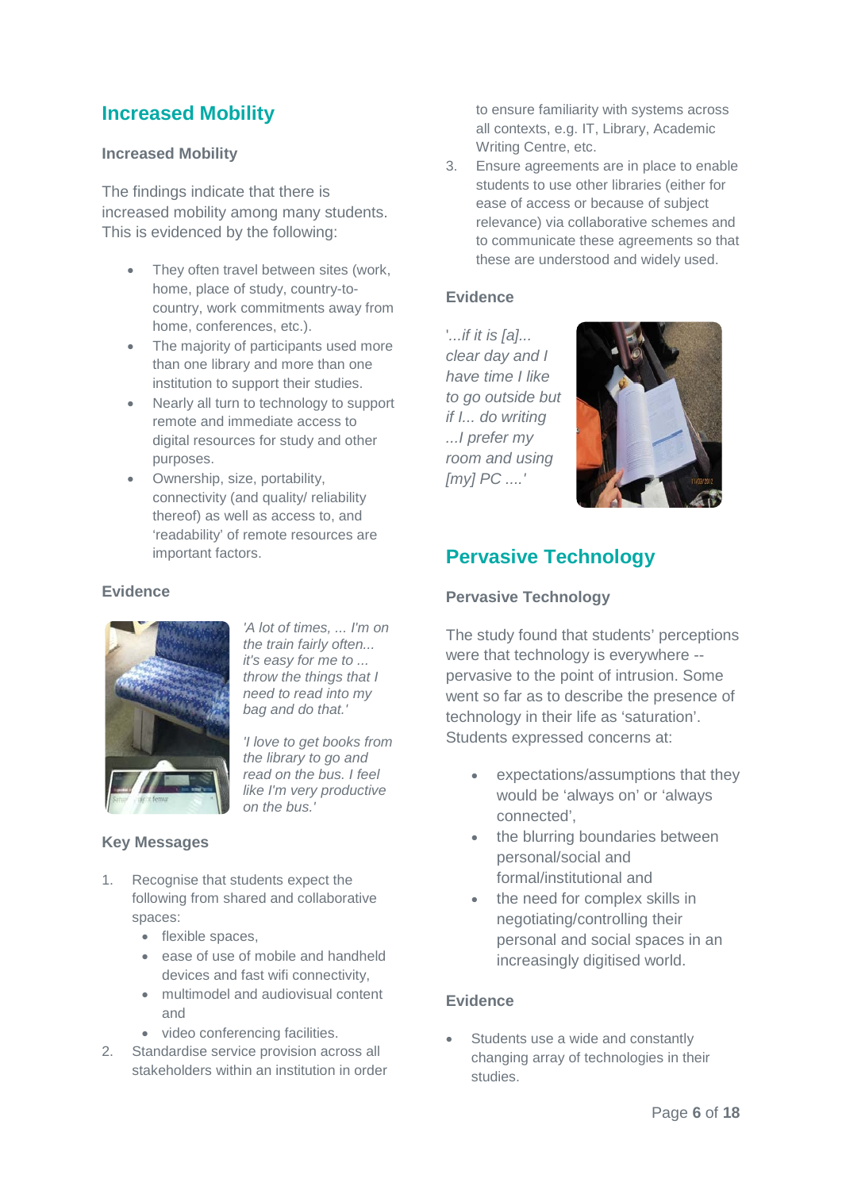## Increased Mobility

### Increased Mobility

The findings indicate that there is increased mobility among many students. This is evidenced by the following:

- They often travel between sites (work, home, place of study, country-to-country, work commitments away from home, conferences, etc.).
- The majority of participants used more than one library and more than one institution to support their studies.
- Nearly all turn to technology to support remote and immediate access to digital resources for study and other purposes.
- Ownership, size, portability, connectivity (and quality/ reliability thereof) as well as access to, and 'readability' of remote resources are important factors.

### Evidence

*'A lot of times, ... I'm on the train fairly often... it's easy for me to ... throw the things that I need to read into my bag and do that.'*

*'I love to get books from the library to go and read on the bus. I feel like I'm very productive on the bus.'*

### Key Messages

1. Recognise that students expect the following from shared and collaborative spaces:
   - flexible spaces,
   - ease of use of mobile and handheld devices and fast wifi connectivity,
   - multimodel and audiovisual content and
   - video conferencing facilities.
2. Standardise service provision across all stakeholders within an institution in order to ensure familiarity with systems across all contexts, e.g. IT, Library, Academic Writing Centre, etc.
3. Ensure agreements are in place to enable students to use other libraries (either for ease of access or because of subject relevance) via collaborative schemes and to communicate these agreements so that these are understood and widely used.

### Evidence

*'...if it is [a]... clear day and I have time I like to go outside but if I... do writing ...I prefer my room and using [my] PC ....'*

## Pervasive Technology

### Pervasive Technology

The study found that students' perceptions were that technology is everywhere -- pervasive to the point of intrusion. Some went so far as to describe the presence of technology in their life as 'saturation'. Students expressed concerns at:

- expectations/assumptions that they would be 'always on' or 'always connected',
- the blurring boundaries between personal/social and formal/institutional and
- the need for complex skills in negotiating/controlling their personal and social spaces in an increasingly digitised world.

### Evidence

- Students use a wide and constantly changing array of technologies in their studies.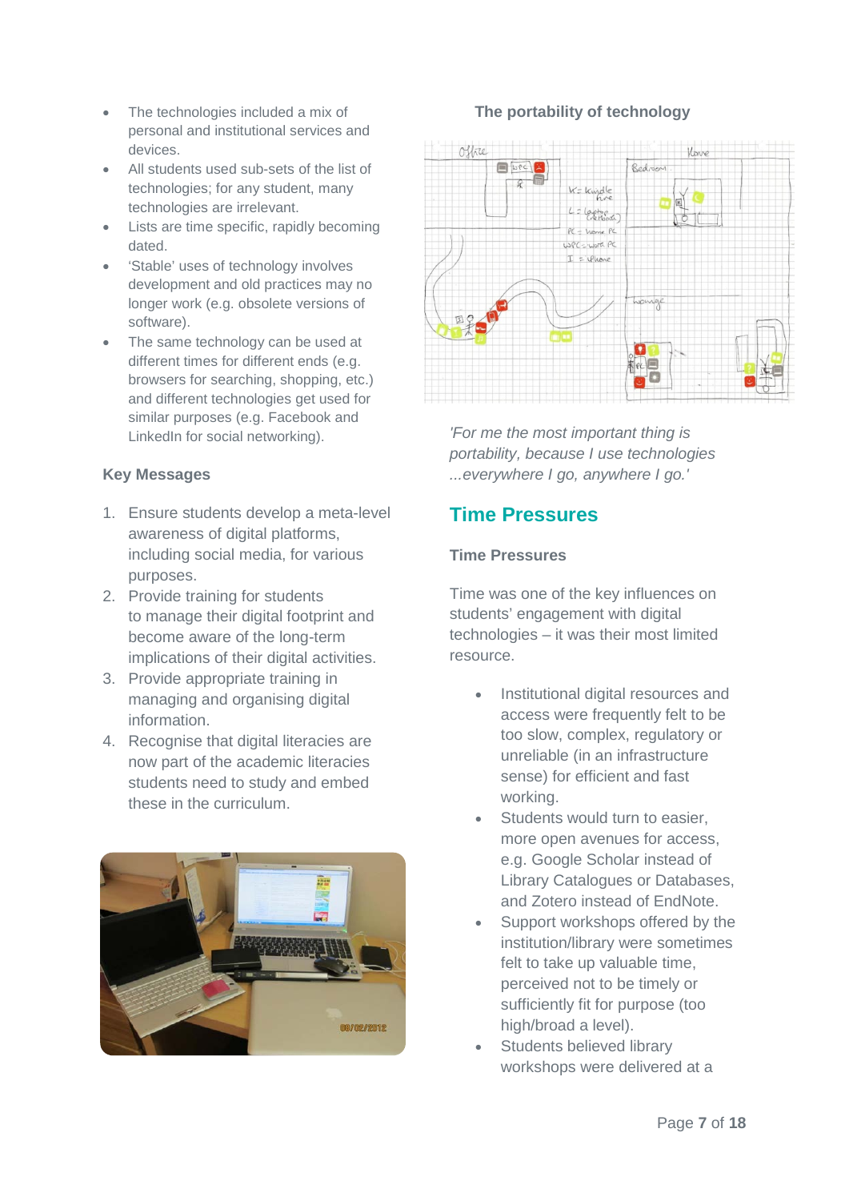- The technologies included a mix of personal and institutional services and devices.
- All students used sub-sets of the list of technologies; for any student, many technologies are irrelevant.
- Lists are time specific, rapidly becoming dated.
- 'Stable' uses of technology involves development and old practices may no longer work (e.g. obsolete versions of software).
- The same technology can be used at different times for different ends (e.g. browsers for searching, shopping, etc.) and different technologies get used for similar purposes (e.g. Facebook and LinkedIn for social networking).

### Key Messages

1. Ensure students develop a meta-level awareness of digital platforms, including social media, for various purposes.
2. Provide training for students to manage their digital footprint and become aware of the long-term implications of their digital activities.
3. Provide appropriate training in managing and organising digital information.
4. Recognise that digital literacies are now part of the academic literacies students need to study and embed these in the curriculum.

### The portability of technology

*'For me the most important thing is portability, because I use technologies ...everywhere I go, anywhere I go.'*

## Time Pressures

### Time Pressures

Time was one of the key influences on students' engagement with digital technologies – it was their most limited resource.

- Institutional digital resources and access were frequently felt to be too slow, complex, regulatory or unreliable (in an infrastructure sense) for efficient and fast working.
- Students would turn to easier, more open avenues for access, e.g. Google Scholar instead of Library Catalogues or Databases, and Zotero instead of EndNote.
- Support workshops offered by the institution/library were sometimes felt to take up valuable time, perceived not to be timely or sufficiently fit for purpose (too high/broad a level).
- Students believed library workshops were delivered at a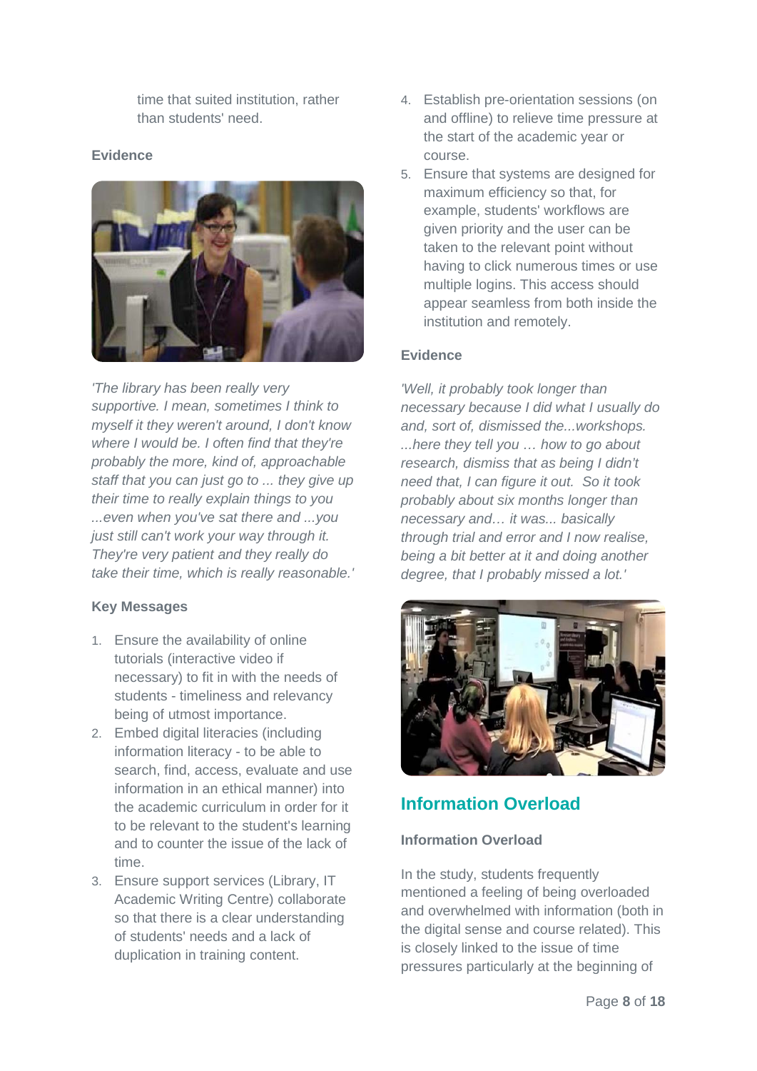time that suited institution, rather than students' need.

**Evidence**

*'The library has been really very supportive. I mean, sometimes I think to myself it they weren't around, I don't know where I would be. I often find that they're probably the more, kind of, approachable staff that you can just go to ... they give up their time to really explain things to you ...even when you've sat there and ...you just still can't work your way through it. They're very patient and they really do take their time, which is really reasonable.'*

**Key Messages**

1. Ensure the availability of online tutorials (interactive video if necessary) to fit in with the needs of students - timeliness and relevancy being of utmost importance.
2. Embed digital literacies (including information literacy - to be able to search, find, access, evaluate and use information in an ethical manner) into the academic curriculum in order for it to be relevant to the student's learning and to counter the issue of the lack of time.
3. Ensure support services (Library, IT Academic Writing Centre) collaborate so that there is a clear understanding of students' needs and a lack of duplication in training content.
4. Establish pre-orientation sessions (on and offline) to relieve time pressure at the start of the academic year or course.
5. Ensure that systems are designed for maximum efficiency so that, for example, students' workflows are given priority and the user can be taken to the relevant point without having to click numerous times or use multiple logins. This access should appear seamless from both inside the institution and remotely.

**Evidence**

*'Well, it probably took longer than necessary because I did what I usually do and, sort of, dismissed the...workshops. ...here they tell you … how to go about research, dismiss that as being I didn't need that, I can figure it out. So it took probably about six months longer than necessary and… it was... basically through trial and error and I now realise, being a bit better at it and doing another degree, that I probably missed a lot.'*

## Information Overload

**Information Overload**

In the study, students frequently mentioned a feeling of being overloaded and overwhelmed with information (both in the digital sense and course related). This is closely linked to the issue of time pressures particularly at the beginning of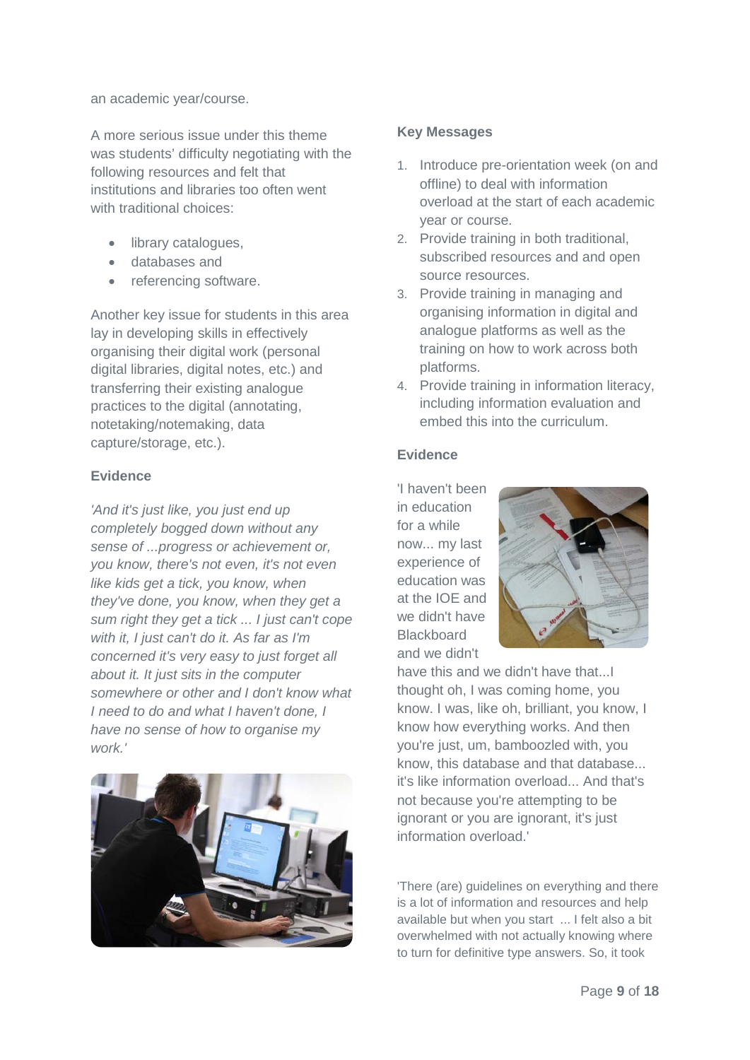an academic year/course.

A more serious issue under this theme was students' difficulty negotiating with the following resources and felt that institutions and libraries too often went with traditional choices:

- library catalogues,
- databases and
- referencing software.

Another key issue for students in this area lay in developing skills in effectively organising their digital work (personal digital libraries, digital notes, etc.) and transferring their existing analogue practices to the digital (annotating, notetaking/notemaking, data capture/storage, etc.).

**Evidence**

*'And it's just like, you just end up completely bogged down without any sense of ...progress or achievement or, you know, there's not even, it's not even like kids get a tick, you know, when they've done, you know, when they get a sum right they get a tick ... I just can't cope with it, I just can't do it. As far as I'm concerned it's very easy to just forget all about it. It just sits in the computer somewhere or other and I don't know what I need to do and what I haven't done, I have no sense of how to organise my work.'*

**Key Messages**

1. Introduce pre-orientation week (on and offline) to deal with information overload at the start of each academic year or course.
2. Provide training in both traditional, subscribed resources and and open source resources.
3. Provide training in managing and organising information in digital and analogue platforms as well as the training on how to work across both platforms.
4. Provide training in information literacy, including information evaluation and embed this into the curriculum.

**Evidence**

'I haven't been in education for a while now... my last experience of education was at the IOE and we didn't have Blackboard and we didn't have this and we didn't have that...I thought oh, I was coming home, you know. I was, like oh, brilliant, you know, I know how everything works. And then you're just, um, bamboozled with, you know, this database and that database... it's like information overload... And that's not because you're attempting to be ignorant or you are ignorant, it's just information overload.'

'There (are) guidelines on everything and there is a lot of information and resources and help available but when you start ... I felt also a bit overwhelmed with not actually knowing where to turn for definitive type answers. So, it took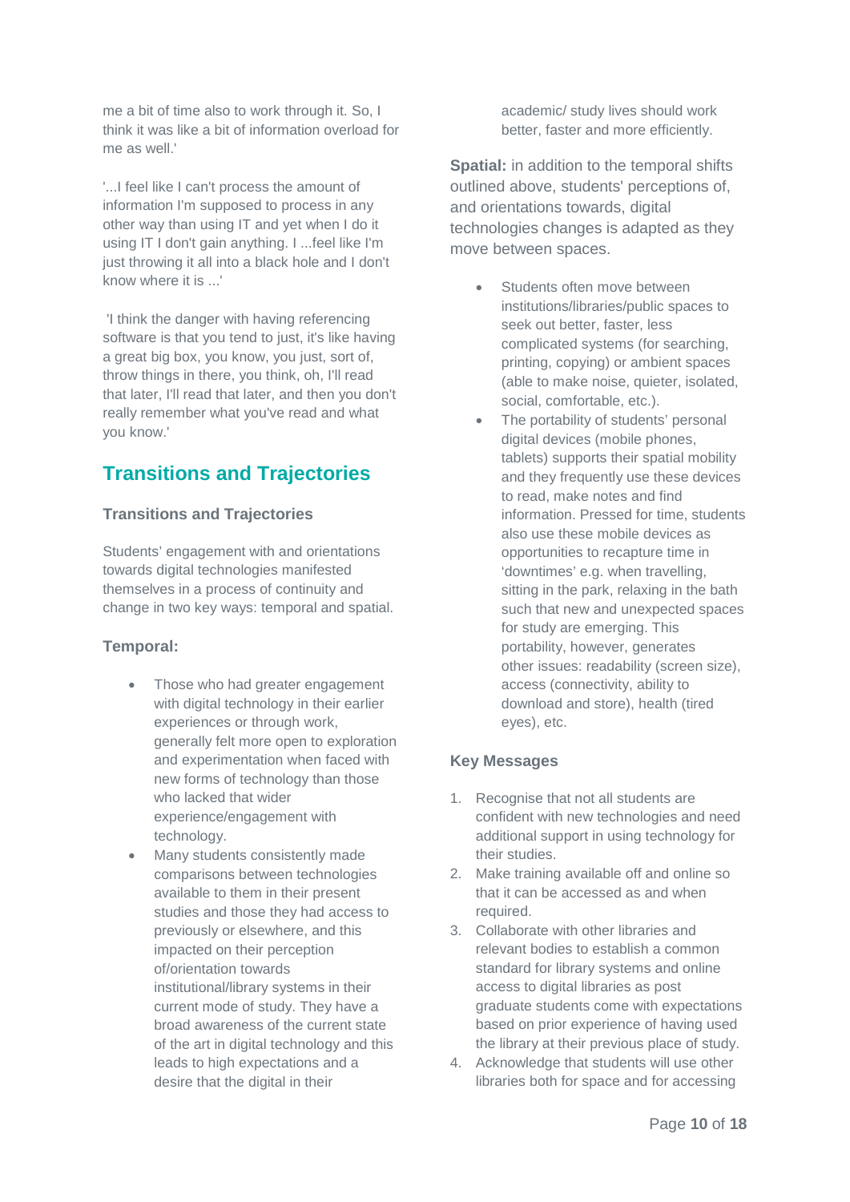me a bit of time also to work through it. So, I think it was like a bit of information overload for me as well.'

'...I feel like I can't process the amount of information I'm supposed to process in any other way than using IT and yet when I do it using IT I don't gain anything. I ...feel like I'm just throwing it all into a black hole and I don't know where it is ...'

'I think the danger with having referencing software is that you tend to just, it's like having a great big box, you know, you just, sort of, throw things in there, you think, oh, I'll read that later, I'll read that later, and then you don't really remember what you've read and what you know.'

## Transitions and Trajectories

### Transitions and Trajectories

Students' engagement with and orientations towards digital technologies manifested themselves in a process of continuity and change in two key ways: temporal and spatial.

### Temporal:

- Those who had greater engagement with digital technology in their earlier experiences or through work, generally felt more open to exploration and experimentation when faced with new forms of technology than those who lacked that wider experience/engagement with technology.
- Many students consistently made comparisons between technologies available to them in their present studies and those they had access to previously or elsewhere, and this impacted on their perception of/orientation towards institutional/library systems in their current mode of study. They have a broad awareness of the current state of the art in digital technology and this leads to high expectations and a desire that the digital in their academic/ study lives should work better, faster and more efficiently.

**Spatial:** in addition to the temporal shifts outlined above, students' perceptions of, and orientations towards, digital technologies changes is adapted as they move between spaces.

- Students often move between institutions/libraries/public spaces to seek out better, faster, less complicated systems (for searching, printing, copying) or ambient spaces (able to make noise, quieter, isolated, social, comfortable, etc.).
- The portability of students' personal digital devices (mobile phones, tablets) supports their spatial mobility and they frequently use these devices to read, make notes and find information. Pressed for time, students also use these mobile devices as opportunities to recapture time in 'downtimes' e.g. when travelling, sitting in the park, relaxing in the bath such that new and unexpected spaces for study are emerging. This portability, however, generates other issues: readability (screen size), access (connectivity, ability to download and store), health (tired eyes), etc.

### Key Messages

1. Recognise that not all students are confident with new technologies and need additional support in using technology for their studies.
2. Make training available off and online so that it can be accessed as and when required.
3. Collaborate with other libraries and relevant bodies to establish a common standard for library systems and online access to digital libraries as post graduate students come with expectations based on prior experience of having used the library at their previous place of study.
4. Acknowledge that students will use other libraries both for space and for accessing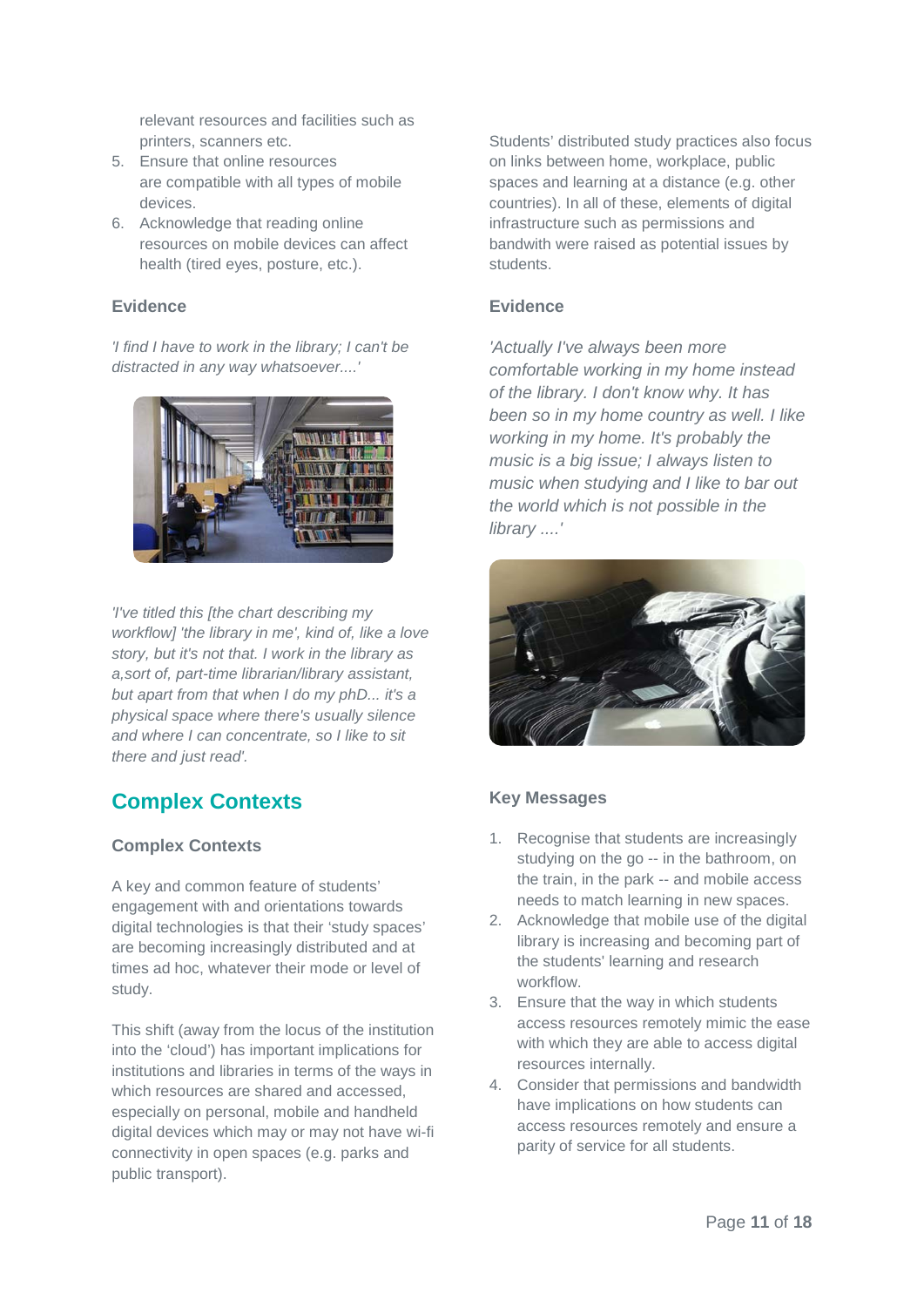relevant resources and facilities such as printers, scanners etc.

5. Ensure that online resources are compatible with all types of mobile devices.
6. Acknowledge that reading online resources on mobile devices can affect health (tired eyes, posture, etc.).

### Evidence

*'I find I have to work in the library; I can't be distracted in any way whatsoever....'*

*'I've titled this [the chart describing my workflow] 'the library in me', kind of, like a love story, but it's not that. I work in the library as a,sort of, part-time librarian/library assistant, but apart from that when I do my phD... it's a physical space where there's usually silence and where I can concentrate, so I like to sit there and just read'.*

## Complex Contexts

### Complex Contexts

A key and common feature of students' engagement with and orientations towards digital technologies is that their 'study spaces' are becoming increasingly distributed and at times ad hoc, whatever their mode or level of study.

This shift (away from the locus of the institution into the 'cloud') has important implications for institutions and libraries in terms of the ways in which resources are shared and accessed, especially on personal, mobile and handheld digital devices which may or may not have wi-fi connectivity in open spaces (e.g. parks and public transport).

Students' distributed study practices also focus on links between home, workplace, public spaces and learning at a distance (e.g. other countries). In all of these, elements of digital infrastructure such as permissions and bandwith were raised as potential issues by students.

### Evidence

*'Actually I've always been more comfortable working in my home instead of the library. I don't know why. It has been so in my home country as well. I like working in my home. It's probably the music is a big issue; I always listen to music when studying and I like to bar out the world which is not possible in the library ....'*

### Key Messages

1. Recognise that students are increasingly studying on the go -- in the bathroom, on the train, in the park -- and mobile access needs to match learning in new spaces.
2. Acknowledge that mobile use of the digital library is increasing and becoming part of the students' learning and research workflow.
3. Ensure that the way in which students access resources remotely mimic the ease with which they are able to access digital resources internally.
4. Consider that permissions and bandwidth have implications on how students can access resources remotely and ensure a parity of service for all students.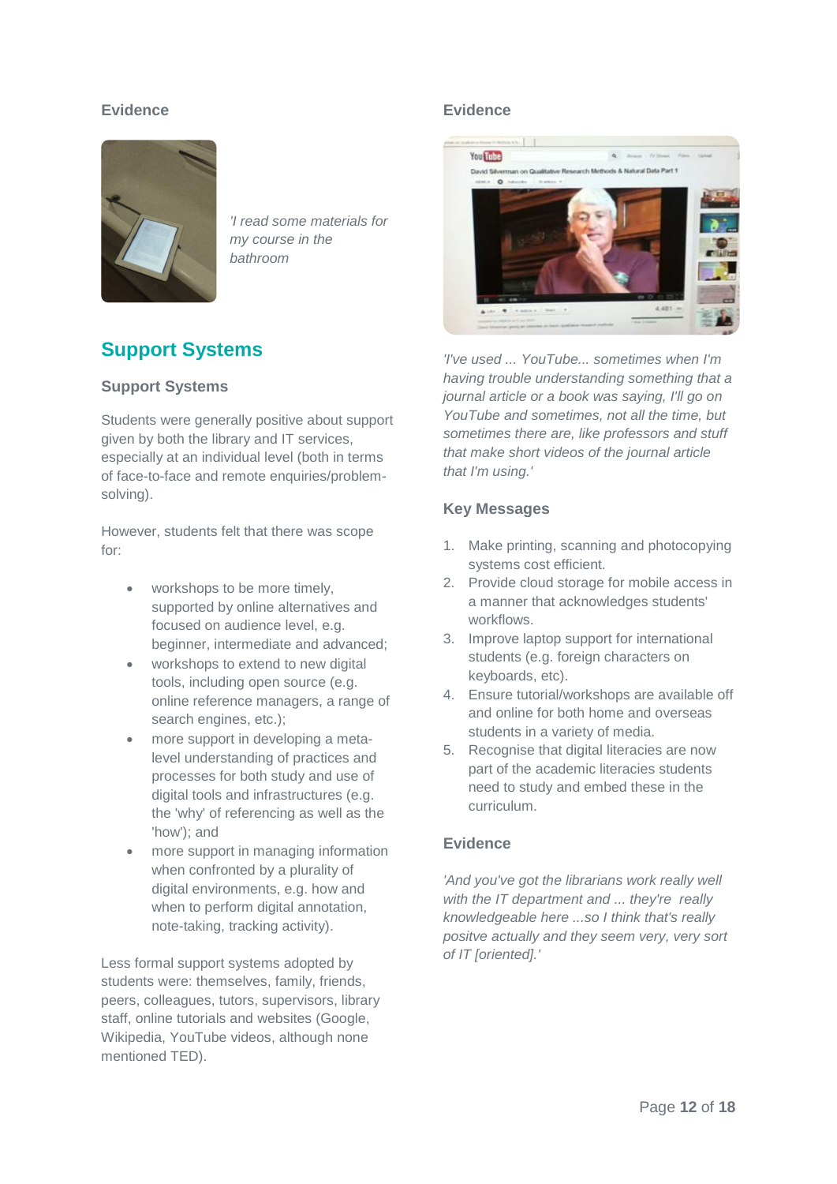### Evidence

*'I read some materials for my course in the bathroom*

## Support Systems

### Support Systems

Students were generally positive about support given by both the library and IT services, especially at an individual level (both in terms of face-to-face and remote enquiries/problem-solving).

However, students felt that there was scope for:

- workshops to be more timely, supported by online alternatives and focused on audience level, e.g. beginner, intermediate and advanced;
- workshops to extend to new digital tools, including open source (e.g. online reference managers, a range of search engines, etc.);
- more support in developing a meta-level understanding of practices and processes for both study and use of digital tools and infrastructures (e.g. the 'why' of referencing as well as the 'how'); and
- more support in managing information when confronted by a plurality of digital environments, e.g. how and when to perform digital annotation, note-taking, tracking activity).

Less formal support systems adopted by students were: themselves, family, friends, peers, colleagues, tutors, supervisors, library staff, online tutorials and websites (Google, Wikipedia, YouTube videos, although none mentioned TED).

### Evidence

*'I've used ... YouTube... sometimes when I'm having trouble understanding something that a journal article or a book was saying, I'll go on YouTube and sometimes, not all the time, but sometimes there are, like professors and stuff that make short videos of the journal article that I'm using.'*

### Key Messages

1. Make printing, scanning and photocopying systems cost efficient.
2. Provide cloud storage for mobile access in a manner that acknowledges students' workflows.
3. Improve laptop support for international students (e.g. foreign characters on keyboards, etc).
4. Ensure tutorial/workshops are available off and online for both home and overseas students in a variety of media.
5. Recognise that digital literacies are now part of the academic literacies students need to study and embed these in the curriculum.

### Evidence

*'And you've got the librarians work really well with the IT department and ... they're really knowledgeable here ...so I think that's really positve actually and they seem very, very sort of IT [oriented].'*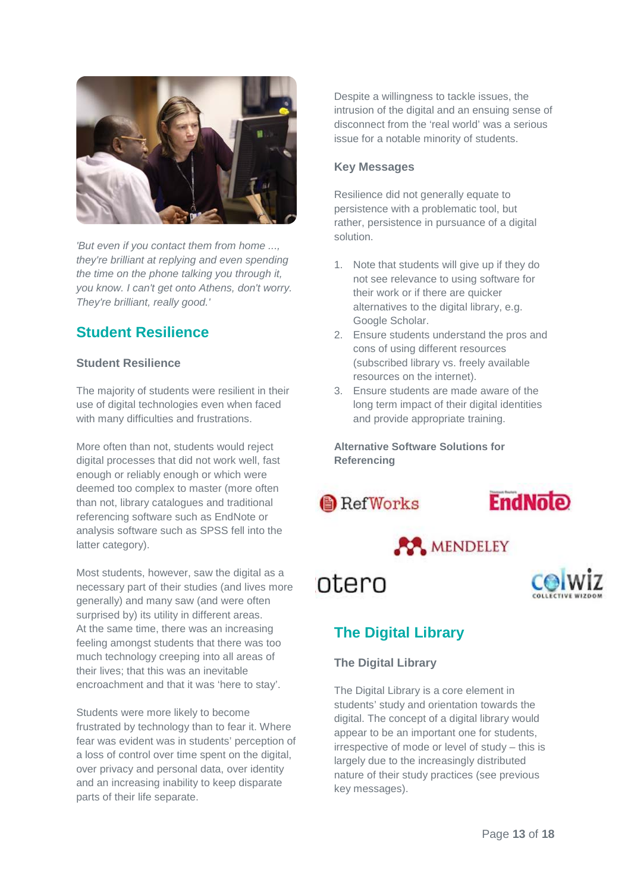*'But even if you contact them from home ..., they're brilliant at replying and even spending the time on the phone talking you through it, you know. I can't get onto Athens, don't worry. They're brilliant, really good.'*

## Student Resilience

### Student Resilience

The majority of students were resilient in their use of digital technologies even when faced with many difficulties and frustrations.

More often than not, students would reject digital processes that did not work well, fast enough or reliably enough or which were deemed too complex to master (more often than not, library catalogues and traditional referencing software such as EndNote or analysis software such as SPSS fell into the latter category).

Most students, however, saw the digital as a necessary part of their studies (and lives more generally) and many saw (and were often surprised by) its utility in different areas. At the same time, there was an increasing feeling amongst students that there was too much technology creeping into all areas of their lives; that this was an inevitable encroachment and that it was 'here to stay'.

Students were more likely to become frustrated by technology than to fear it. Where fear was evident was in students' perception of a loss of control over time spent on the digital, over privacy and personal data, over identity and an increasing inability to keep disparate parts of their life separate.

Despite a willingness to tackle issues, the intrusion of the digital and an ensuing sense of disconnect from the 'real world' was a serious issue for a notable minority of students.

### Key Messages

Resilience did not generally equate to persistence with a problematic tool, but rather, persistence in pursuance of a digital solution.

1. Note that students will give up if they do not see relevance to using software for their work or if there are quicker alternatives to the digital library, e.g. Google Scholar.
2. Ensure students understand the pros and cons of using different resources (subscribed library vs. freely available resources on the internet).
3. Ensure students are made aware of the long term impact of their digital identities and provide appropriate training.

**Alternative Software Solutions for Referencing**

RefWorks EndNote MENDELEY otero colwiz COLLECTIVE WIZDOM

## The Digital Library

### The Digital Library

The Digital Library is a core element in students' study and orientation towards the digital. The concept of a digital library would appear to be an important one for students, irrespective of mode or level of study – this is largely due to the increasingly distributed nature of their study practices (see previous key messages).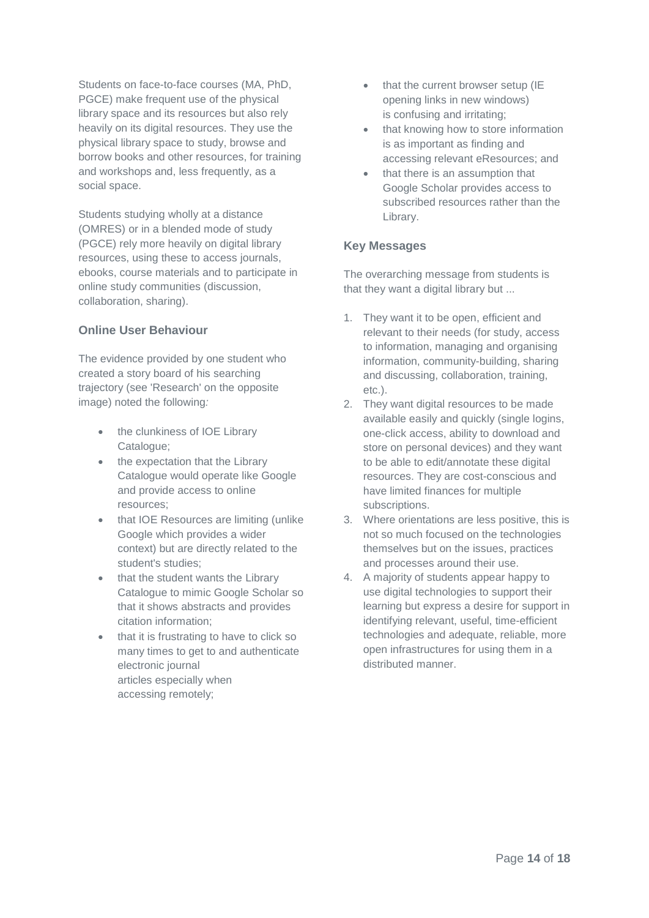Students on face-to-face courses (MA, PhD, PGCE) make frequent use of the physical library space and its resources but also rely heavily on its digital resources. They use the physical library space to study, browse and borrow books and other resources, for training and workshops and, less frequently, as a social space.

Students studying wholly at a distance (OMRES) or in a blended mode of study (PGCE) rely more heavily on digital library resources, using these to access journals, ebooks, course materials and to participate in online study communities (discussion, collaboration, sharing).

### Online User Behaviour

The evidence provided by one student who created a story board of his searching trajectory (see 'Research' on the opposite image) noted the following:

- the clunkiness of IOE Library Catalogue;
- the expectation that the Library Catalogue would operate like Google and provide access to online resources;
- that IOE Resources are limiting (unlike Google which provides a wider context) but are directly related to the student's studies;
- that the student wants the Library Catalogue to mimic Google Scholar so that it shows abstracts and provides citation information;
- that it is frustrating to have to click so many times to get to and authenticate electronic journal articles especially when accessing remotely;
- that the current browser setup (IE opening links in new windows) is confusing and irritating;
- that knowing how to store information is as important as finding and accessing relevant eResources; and
- that there is an assumption that Google Scholar provides access to subscribed resources rather than the Library.

### Key Messages

The overarching message from students is that they want a digital library but ...

1. They want it to be open, efficient and relevant to their needs (for study, access to information, managing and organising information, community-building, sharing and discussing, collaboration, training, etc.).
2. They want digital resources to be made available easily and quickly (single logins, one-click access, ability to download and store on personal devices) and they want to be able to edit/annotate these digital resources. They are cost-conscious and have limited finances for multiple subscriptions.
3. Where orientations are less positive, this is not so much focused on the technologies themselves but on the issues, practices and processes around their use.
4. A majority of students appear happy to use digital technologies to support their learning but express a desire for support in identifying relevant, useful, time-efficient technologies and adequate, reliable, more open infrastructures for using them in a distributed manner.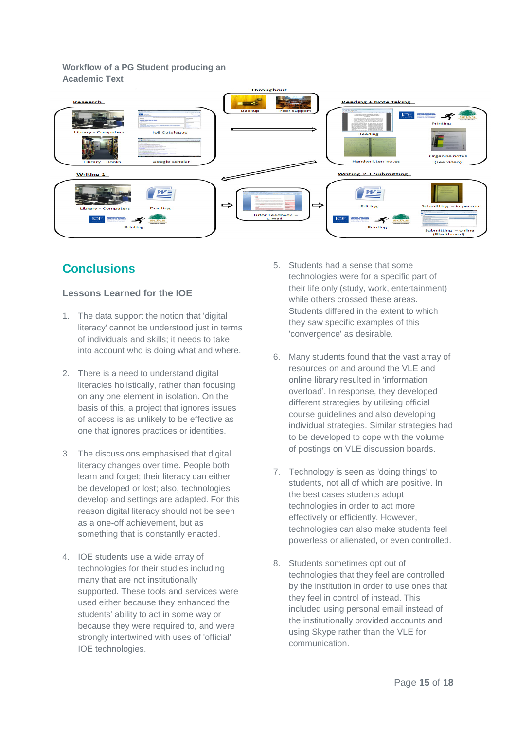**Workflow of a PG Student producing an Academic Text**

Throughout: Backup, Peer support

Research: Library - Computers, IoE Catalogue, Library - Books, Google Scholar

Reading + Note taking: Reading, Printing, Handwritten notes, Organise notes (see video)

Writing 1: Library - Computers, Drafting, Printing

Tutor Feedback – E-mail

Writing 2 + Submitting: Editing, Submitting – in person, Printing, Submitting – online (Blackboard)

# Conclusions

## Lessons Learned for the IOE

1. The data support the notion that 'digital literacy' cannot be understood just in terms of individuals and skills; it needs to take into account who is doing what and where.

2. There is a need to understand digital literacies holistically, rather than focusing on any one element in isolation. On the basis of this, a project that ignores issues of access is as unlikely to be effective as one that ignores practices or identities.

3. The discussions emphasised that digital literacy changes over time. People both learn and forget; their literacy can either be developed or lost; also, technologies develop and settings are adapted. For this reason digital literacy should not be seen as a one-off achievement, but as something that is constantly enacted.

4. IOE students use a wide array of technologies for their studies including many that are not institutionally supported. These tools and services were used either because they enhanced the students' ability to act in some way or because they were required to, and were strongly intertwined with uses of 'official' IOE technologies.

5. Students had a sense that some technologies were for a specific part of their life only (study, work, entertainment) while others crossed these areas. Students differed in the extent to which they saw specific examples of this 'convergence' as desirable.

6. Many students found that the vast array of resources on and around the VLE and online library resulted in 'information overload'. In response, they developed different strategies by utilising official course guidelines and also developing individual strategies. Similar strategies had to be developed to cope with the volume of postings on VLE discussion boards.

7. Technology is seen as 'doing things' to students, not all of which are positive. In the best cases students adopt technologies in order to act more effectively or efficiently. However, technologies can also make students feel powerless or alienated, or even controlled.

8. Students sometimes opt out of technologies that they feel are controlled by the institution in order to use ones that they feel in control of instead. This included using personal email instead of the institutionally provided accounts and using Skype rather than the VLE for communication.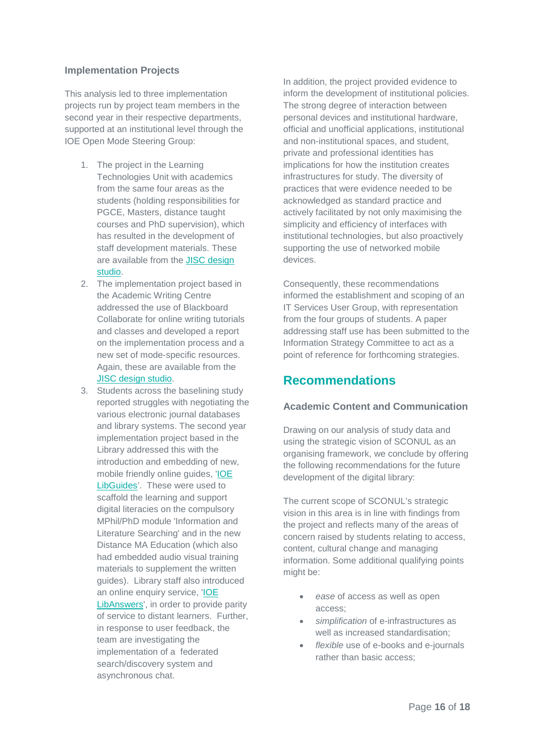### Implementation Projects

This analysis led to three implementation projects run by project team members in the second year in their respective departments, supported at an institutional level through the IOE Open Mode Steering Group:

1. The project in the Learning Technologies Unit with academics from the same four areas as the students (holding responsibilities for PGCE, Masters, distance taught courses and PhD supervision), which has resulted in the development of staff development materials. These are available from the JISC design studio.
2. The implementation project based in the Academic Writing Centre addressed the use of Blackboard Collaborate for online writing tutorials and classes and developed a report on the implementation process and a new set of mode-specific resources. Again, these are available from the JISC design studio.
3. Students across the baselining study reported struggles with negotiating the various electronic journal databases and library systems. The second year implementation project based in the Library addressed this with the introduction and embedding of new, mobile friendly online guides, 'IOE LibGuides'. These were used to scaffold the learning and support digital literacies on the compulsory MPhil/PhD module 'Information and Literature Searching' and in the new Distance MA Education (which also had embedded audio visual training materials to supplement the written guides). Library staff also introduced an online enquiry service, 'IOE LibAnswers', in order to provide parity of service to distant learners. Further, in response to user feedback, the team are investigating the implementation of a federated search/discovery system and asynchronous chat.

In addition, the project provided evidence to inform the development of institutional policies. The strong degree of interaction between personal devices and institutional hardware, official and unofficial applications, institutional and non-institutional spaces, and student, private and professional identities has implications for how the institution creates infrastructures for study. The diversity of practices that were evidence needed to be acknowledged as standard practice and actively facilitated by not only maximising the simplicity and efficiency of interfaces with institutional technologies, but also proactively supporting the use of networked mobile devices.

Consequently, these recommendations informed the establishment and scoping of an IT Services User Group, with representation from the four groups of students. A paper addressing staff use has been submitted to the Information Strategy Committee to act as a point of reference for forthcoming strategies.

## Recommendations

### Academic Content and Communication

Drawing on our analysis of study data and using the strategic vision of SCONUL as an organising framework, we conclude by offering the following recommendations for the future development of the digital library:

The current scope of SCONUL's strategic vision in this area is in line with findings from the project and reflects many of the areas of concern raised by students relating to access, content, cultural change and managing information. Some additional qualifying points might be:

- *ease* of access as well as open access;
- *simplification* of e-infrastructures as well as increased standardisation;
- *flexible* use of e-books and e-journals rather than basic access;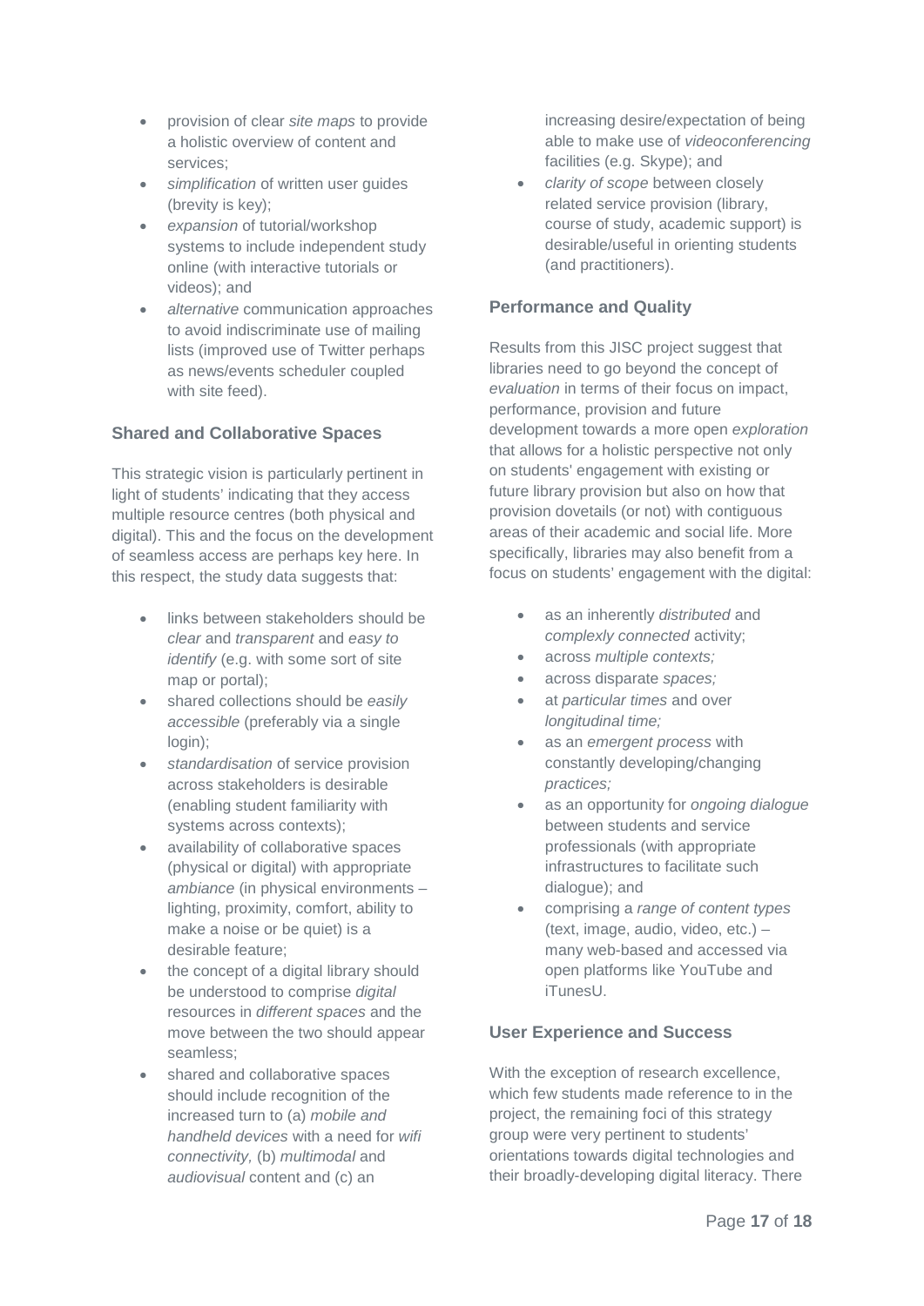- provision of clear *site maps* to provide a holistic overview of content and services;
- *simplification* of written user guides (brevity is key);
- *expansion* of tutorial/workshop systems to include independent study online (with interactive tutorials or videos); and
- *alternative* communication approaches to avoid indiscriminate use of mailing lists (improved use of Twitter perhaps as news/events scheduler coupled with site feed).

### Shared and Collaborative Spaces

This strategic vision is particularly pertinent in light of students' indicating that they access multiple resource centres (both physical and digital). This and the focus on the development of seamless access are perhaps key here. In this respect, the study data suggests that:

- links between stakeholders should be *clear* and *transparent* and *easy to identify* (e.g. with some sort of site map or portal);
- shared collections should be *easily accessible* (preferably via a single login);
- *standardisation* of service provision across stakeholders is desirable (enabling student familiarity with systems across contexts);
- availability of collaborative spaces (physical or digital) with appropriate *ambiance* (in physical environments – lighting, proximity, comfort, ability to make a noise or be quiet) is a desirable feature;
- the concept of a digital library should be understood to comprise *digital* resources in *different spaces* and the move between the two should appear seamless;
- shared and collaborative spaces should include recognition of the increased turn to (a) *mobile and handheld devices* with a need for *wifi connectivity,* (b) *multimodal* and *audiovisual* content and (c) an increasing desire/expectation of being able to make use of *videoconferencing* facilities (e.g. Skype); and
- *clarity of scope* between closely related service provision (library, course of study, academic support) is desirable/useful in orienting students (and practitioners).

### Performance and Quality

Results from this JISC project suggest that libraries need to go beyond the concept of *evaluation* in terms of their focus on impact, performance, provision and future development towards a more open *exploration* that allows for a holistic perspective not only on students' engagement with existing or future library provision but also on how that provision dovetails (or not) with contiguous areas of their academic and social life. More specifically, libraries may also benefit from a focus on students' engagement with the digital:

- as an inherently *distributed* and *complexly connected* activity;
- across *multiple contexts;*
- across disparate *spaces;*
- at *particular times* and over *longitudinal time;*
- as an *emergent process* with constantly developing/changing *practices;*
- as an opportunity for *ongoing dialogue* between students and service professionals (with appropriate infrastructures to facilitate such dialogue); and
- comprising a *range of content types* (text, image, audio, video, etc.) – many web-based and accessed via open platforms like YouTube and iTunesU.

### User Experience and Success

With the exception of research excellence, which few students made reference to in the project, the remaining foci of this strategy group were very pertinent to students' orientations towards digital technologies and their broadly-developing digital literacy. There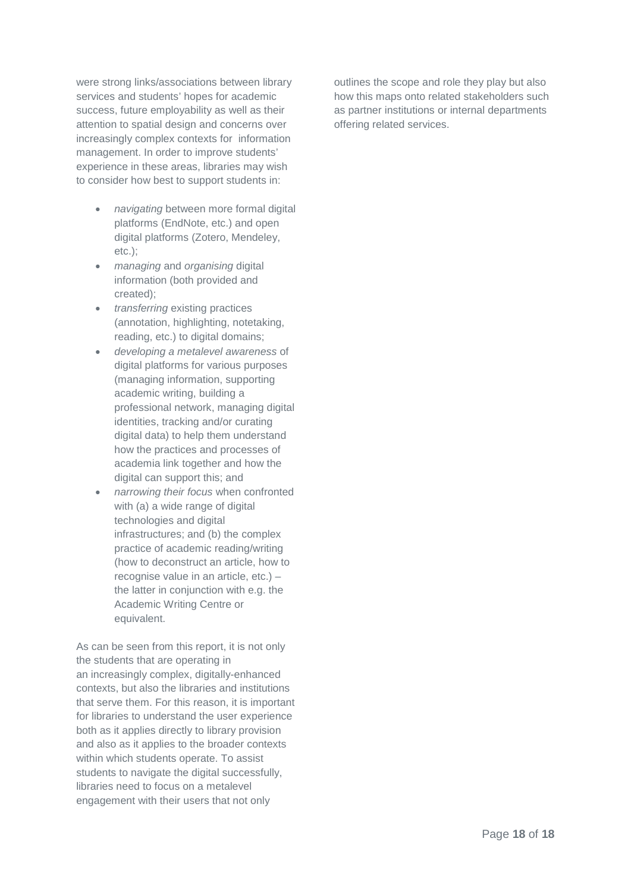were strong links/associations between library services and students' hopes for academic success, future employability as well as their attention to spatial design and concerns over increasingly complex contexts for information management. In order to improve students' experience in these areas, libraries may wish to consider how best to support students in:

- *navigating* between more formal digital platforms (EndNote, etc.) and open digital platforms (Zotero, Mendeley, etc.);
- *managing* and *organising* digital information (both provided and created);
- *transferring* existing practices (annotation, highlighting, notetaking, reading, etc.) to digital domains;
- *developing a metalevel awareness* of digital platforms for various purposes (managing information, supporting academic writing, building a professional network, managing digital identities, tracking and/or curating digital data) to help them understand how the practices and processes of academia link together and how the digital can support this; and
- *narrowing their focus* when confronted with (a) a wide range of digital technologies and digital infrastructures; and (b) the complex practice of academic reading/writing (how to deconstruct an article, how to recognise value in an article, etc.) – the latter in conjunction with e.g. the Academic Writing Centre or equivalent.

As can be seen from this report, it is not only the students that are operating in an increasingly complex, digitally-enhanced contexts, but also the libraries and institutions that serve them. For this reason, it is important for libraries to understand the user experience both as it applies directly to library provision and also as it applies to the broader contexts within which students operate. To assist students to navigate the digital successfully, libraries need to focus on a metalevel engagement with their users that not only outlines the scope and role they play but also how this maps onto related stakeholders such as partner institutions or internal departments offering related services.